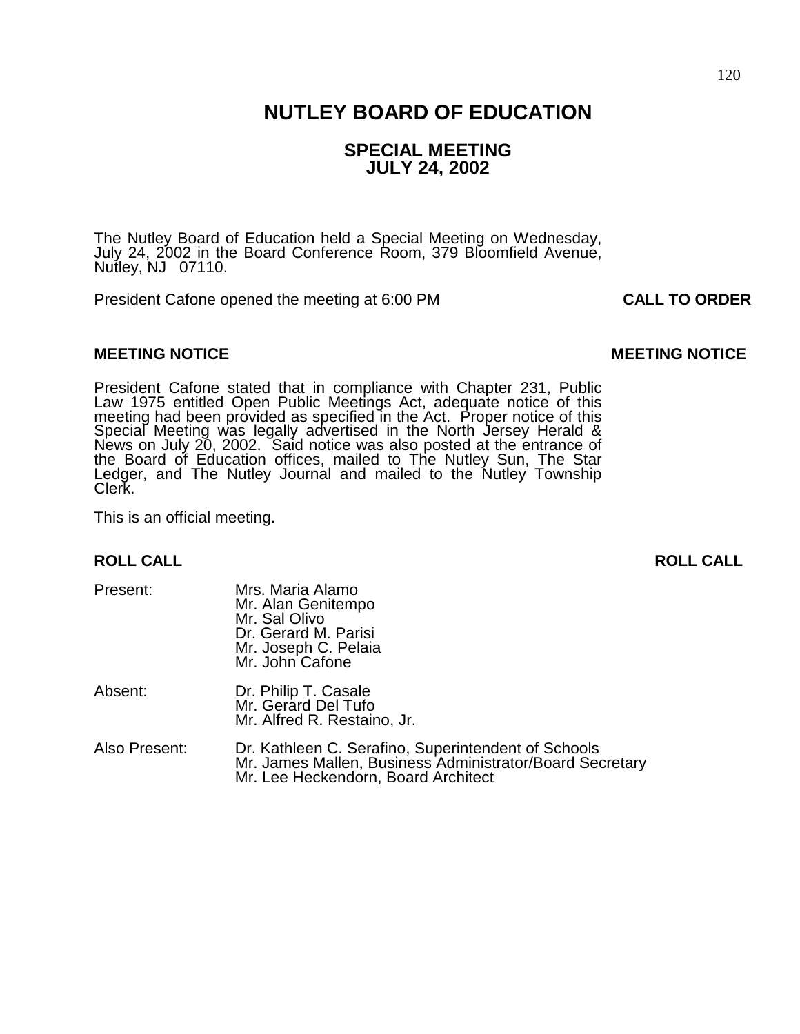# NUTLEY BOARD OF EDUCATION

## SPECIAL MEETING
## JULY 24, 2002

The Nutley Board of Education held a Special Meeting on Wednesday, July 24, 2002 in the Board Conference Room, 379 Bloomfield Avenue, Nutley, NJ 07110.

President Cafone opened the meeting at 6:00 PM **CALL TO ORDER**

**MEETING NOTICE** **MEETING NOTICE**

President Cafone stated that in compliance with Chapter 231, Public Law 1975 entitled Open Public Meetings Act, adequate notice of this meeting had been provided as specified in the Act. Proper notice of this Special Meeting was legally advertised in the North Jersey Herald & News on July 20, 2002. Said notice was also posted at the entrance of the Board of Education offices, mailed to The Nutley Sun, The Star Ledger, and The Nutley Journal and mailed to the Nutley Township Clerk.

This is an official meeting.

**ROLL CALL** **ROLL CALL**

Present:
Mrs. Maria Alamo
Mr. Alan Genitempo
Mr. Sal Olivo
Dr. Gerard M. Parisi
Mr. Joseph C. Pelaia
Mr. John Cafone

Absent:
Dr. Philip T. Casale
Mr. Gerard Del Tufo
Mr. Alfred R. Restaino, Jr.

Also Present:
Dr. Kathleen C. Serafino, Superintendent of Schools
Mr. James Mallen, Business Administrator/Board Secretary
Mr. Lee Heckendorn, Board Architect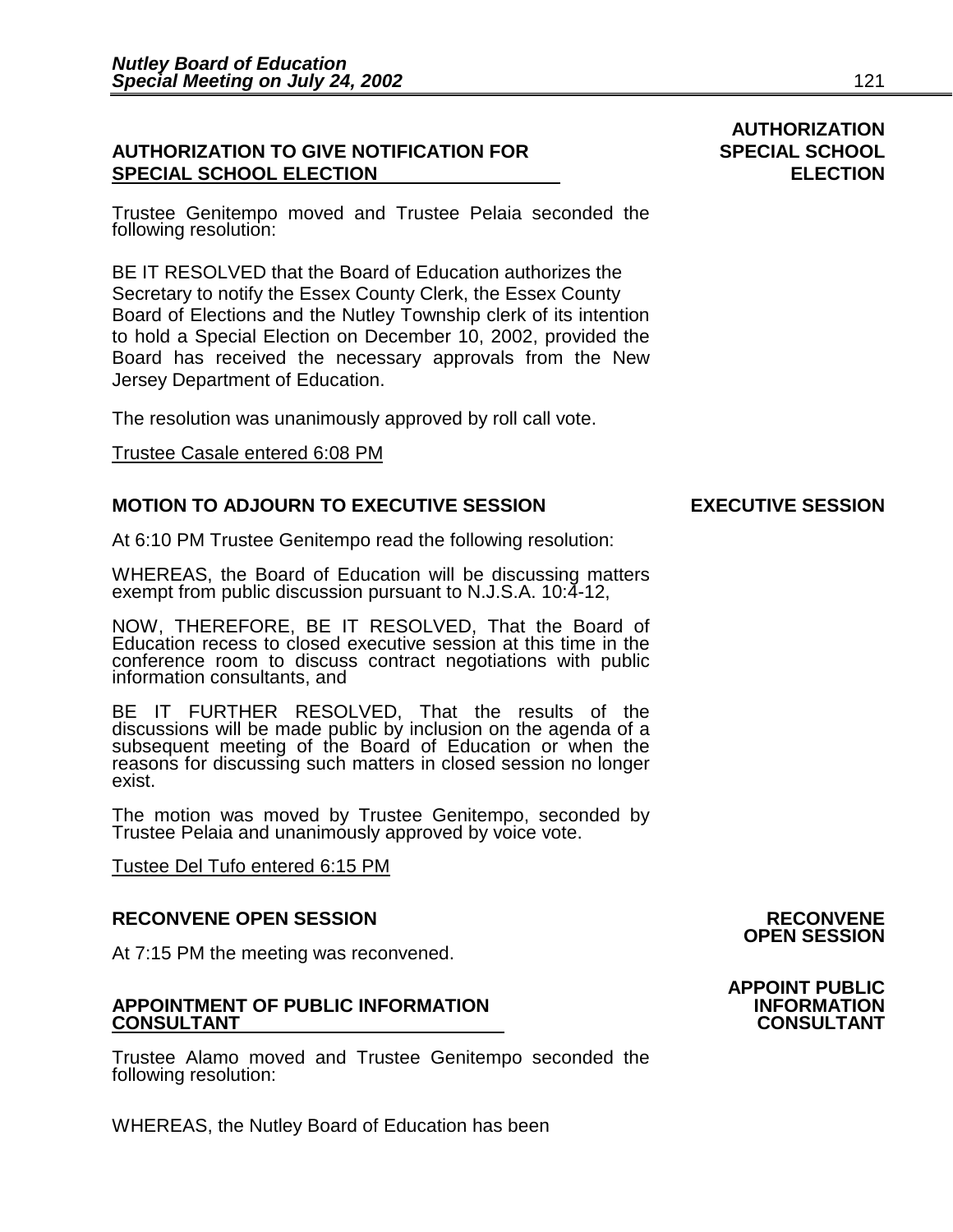**AUTHORIZATION TO GIVE NOTIFICATION FOR SPECIAL SCHOOL ELECTION**

**AUTHORIZATION SPECIAL SCHOOL ELECTION**

Trustee Genitempo moved and Trustee Pelaia seconded the following resolution:

BE IT RESOLVED that the Board of Education authorizes the Secretary to notify the Essex County Clerk, the Essex County Board of Elections and the Nutley Township clerk of its intention to hold a Special Election on December 10, 2002, provided the Board has received the necessary approvals from the New Jersey Department of Education.

The resolution was unanimously approved by roll call vote.

Trustee Casale entered 6:08 PM

**MOTION TO ADJOURN TO EXECUTIVE SESSION**

**EXECUTIVE SESSION**

At 6:10 PM Trustee Genitempo read the following resolution:

WHEREAS, the Board of Education will be discussing matters exempt from public discussion pursuant to N.J.S.A. 10:4-12,

NOW, THEREFORE, BE IT RESOLVED, That the Board of Education recess to closed executive session at this time in the conference room to discuss contract negotiations with public information consultants, and

BE IT FURTHER RESOLVED, That the results of the discussions will be made public by inclusion on the agenda of a subsequent meeting of the Board of Education or when the reasons for discussing such matters in closed session no longer exist.

The motion was moved by Trustee Genitempo, seconded by Trustee Pelaia and unanimously approved by voice vote.

Tustee Del Tufo entered 6:15 PM

**RECONVENE OPEN SESSION**

**RECONVENE OPEN SESSION**

At 7:15 PM the meeting was reconvened.

**APPOINTMENT OF PUBLIC INFORMATION CONSULTANT**

**APPOINT PUBLIC INFORMATION CONSULTANT**

Trustee Alamo moved and Trustee Genitempo seconded the following resolution:

WHEREAS, the Nutley Board of Education has been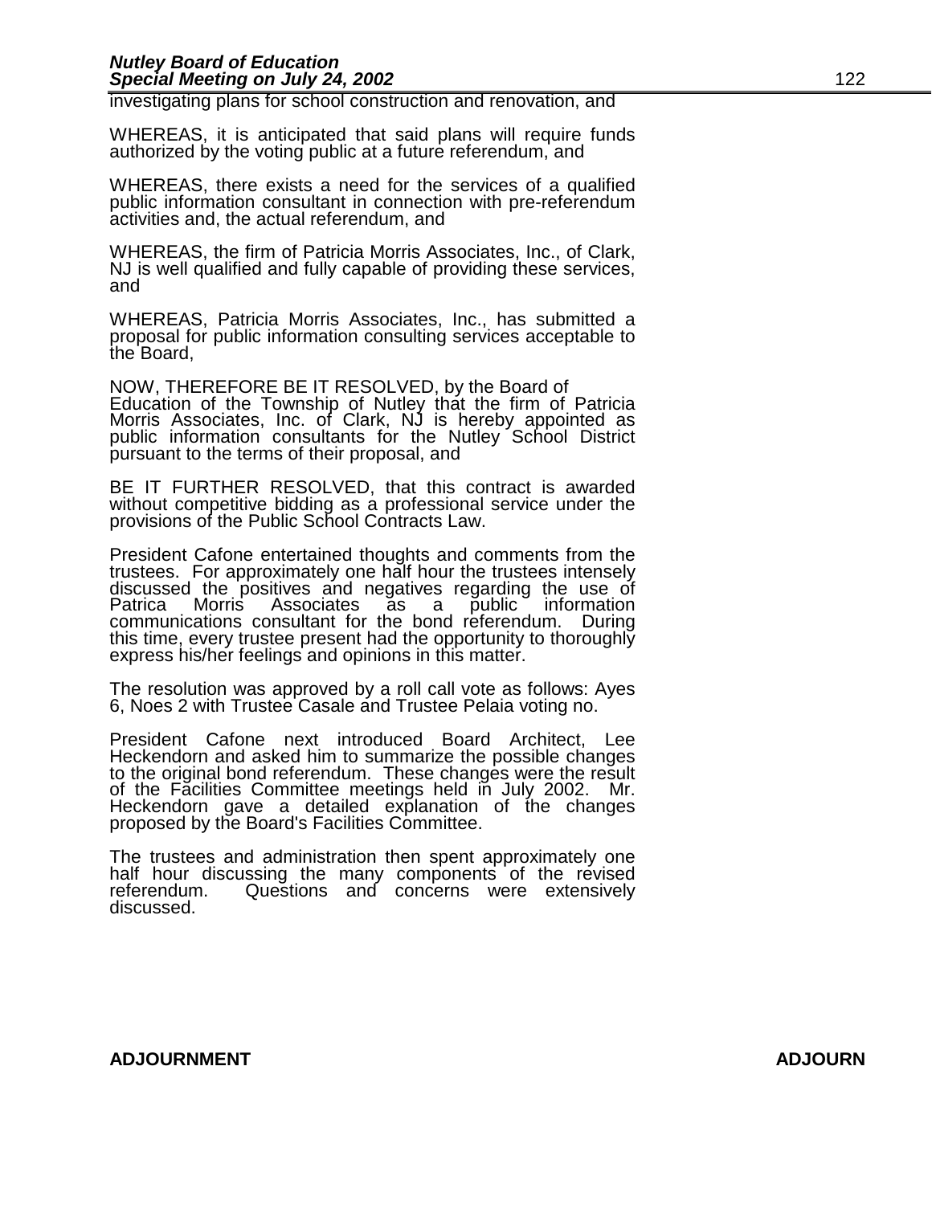investigating plans for school construction and renovation, and

WHEREAS, it is anticipated that said plans will require funds authorized by the voting public at a future referendum, and

WHEREAS, there exists a need for the services of a qualified public information consultant in connection with pre-referendum activities and, the actual referendum, and

WHEREAS, the firm of Patricia Morris Associates, Inc., of Clark, NJ is well qualified and fully capable of providing these services, and

WHEREAS, Patricia Morris Associates, Inc., has submitted a proposal for public information consulting services acceptable to the Board,

NOW, THEREFORE BE IT RESOLVED, by the Board of Education of the Township of Nutley that the firm of Patricia Morris Associates, Inc. of Clark, NJ is hereby appointed as public information consultants for the Nutley School District pursuant to the terms of their proposal, and

BE IT FURTHER RESOLVED, that this contract is awarded without competitive bidding as a professional service under the provisions of the Public School Contracts Law.

President Cafone entertained thoughts and comments from the trustees. For approximately one half hour the trustees intensely discussed the positives and negatives regarding the use of Patrica Morris Associates as a public information communications consultant for the bond referendum. During this time, every trustee present had the opportunity to thoroughly express his/her feelings and opinions in this matter.

The resolution was approved by a roll call vote as follows: Ayes 6, Noes 2 with Trustee Casale and Trustee Pelaia voting no.

President Cafone next introduced Board Architect, Lee Heckendorn and asked him to summarize the possible changes to the original bond referendum. These changes were the result of the Facilities Committee meetings held in July 2002. Mr. Heckendorn gave a detailed explanation of the changes proposed by the Board's Facilities Committee.

The trustees and administration then spent approximately one half hour discussing the many components of the revised referendum. Questions and concerns were extensively discussed.

**ADJOURNMENT** **ADJOURN**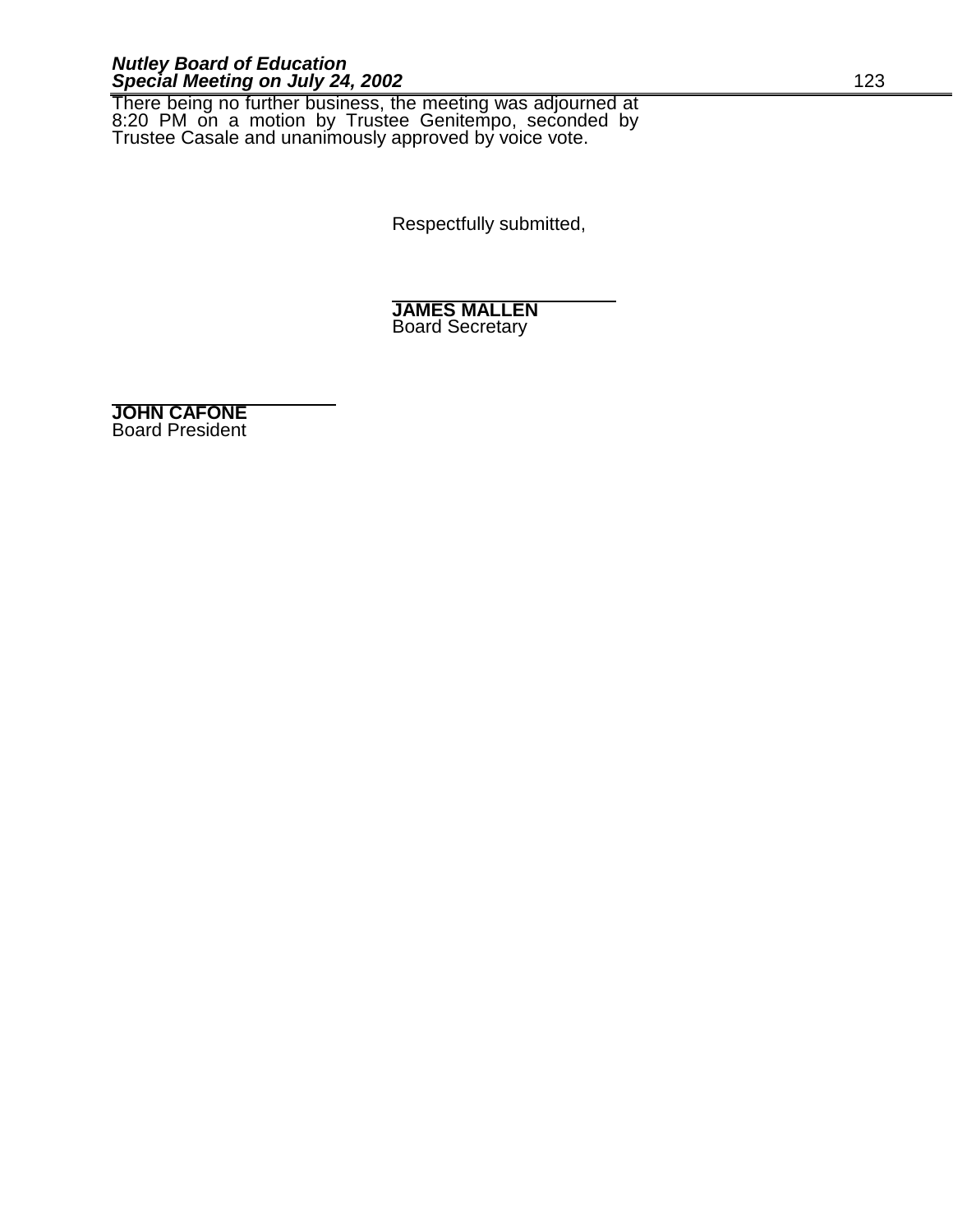There being no further business, the meeting was adjourned at 8:20 PM on a motion by Trustee Genitempo, seconded by Trustee Casale and unanimously approved by voice vote.

Respectfully submitted,

**JAMES MALLEN**
Board Secretary

**JOHN CAFONE**
Board President